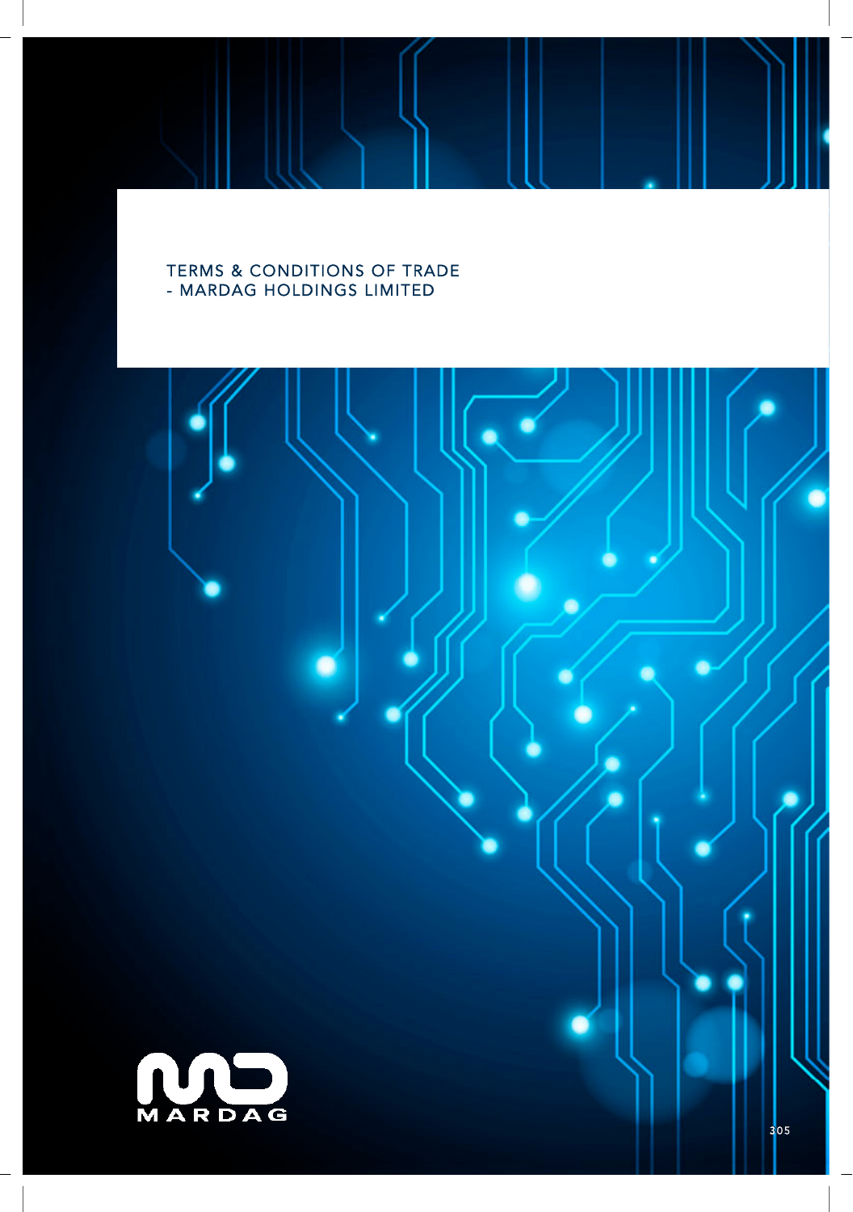# TERMS & CONDITIONS OF TRADE - MARDAG HOLDINGS LIMITED

MARDAG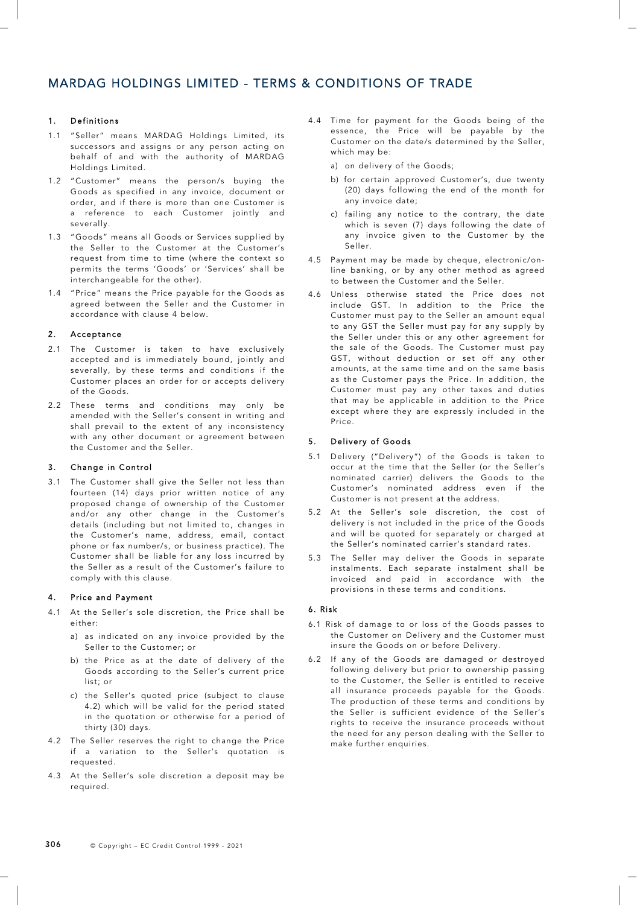# MARDAG HOLDINGS LIMITED - TERMS & CONDITIONS OF TRADE

## 1. Definitions

1.1 "Seller" means MARDAG Holdings Limited, its successors and assigns or any person acting on behalf of and with the authority of MARDAG Holdings Limited.

1.2 "Customer" means the person/s buying the Goods as specified in any invoice, document or order, and if there is more than one Customer is a reference to each Customer jointly and severally.

1.3 "Goods" means all Goods or Services supplied by the Seller to the Customer at the Customer's request from time to time (where the context so permits the terms 'Goods' or 'Services' shall be interchangeable for the other).

1.4 "Price" means the Price payable for the Goods as agreed between the Seller and the Customer in accordance with clause 4 below.

## 2. Acceptance

2.1 The Customer is taken to have exclusively accepted and is immediately bound, jointly and severally, by these terms and conditions if the Customer places an order for or accepts delivery of the Goods.

2.2 These terms and conditions may only be amended with the Seller's consent in writing and shall prevail to the extent of any inconsistency with any other document or agreement between the Customer and the Seller.

## 3. Change in Control

3.1 The Customer shall give the Seller not less than fourteen (14) days prior written notice of any proposed change of ownership of the Customer and/or any other change in the Customer's details (including but not limited to, changes in the Customer's name, address, email, contact phone or fax number/s, or business practice). The Customer shall be liable for any loss incurred by the Seller as a result of the Customer's failure to comply with this clause.

## 4. Price and Payment

4.1 At the Seller's sole discretion, the Price shall be either:

a) as indicated on any invoice provided by the Seller to the Customer; or

b) the Price as at the date of delivery of the Goods according to the Seller's current price list; or

c) the Seller's quoted price (subject to clause 4.2) which will be valid for the period stated in the quotation or otherwise for a period of thirty (30) days.

4.2 The Seller reserves the right to change the Price if a variation to the Seller's quotation is requested.

4.3 At the Seller's sole discretion a deposit may be required.

4.4 Time for payment for the Goods being of the essence, the Price will be payable by the Customer on the date/s determined by the Seller, which may be:

a) on delivery of the Goods;

b) for certain approved Customer's, due twenty (20) days following the end of the month for any invoice date;

c) failing any notice to the contrary, the date which is seven (7) days following the date of any invoice given to the Customer by the Seller.

4.5 Payment may be made by cheque, electronic/on-line banking, or by any other method as agreed to between the Customer and the Seller.

4.6 Unless otherwise stated the Price does not include GST. In addition to the Price the Customer must pay to the Seller an amount equal to any GST the Seller must pay for any supply by the Seller under this or any other agreement for the sale of the Goods. The Customer must pay GST, without deduction or set off any other amounts, at the same time and on the same basis as the Customer pays the Price. In addition, the Customer must pay any other taxes and duties that may be applicable in addition to the Price except where they are expressly included in the Price.

## 5. Delivery of Goods

5.1 Delivery ("Delivery") of the Goods is taken to occur at the time that the Seller (or the Seller's nominated carrier) delivers the Goods to the Customer's nominated address even if the Customer is not present at the address.

5.2 At the Seller's sole discretion, the cost of delivery is not included in the price of the Goods and will be quoted for separately or charged at the Seller's nominated carrier's standard rates.

5.3 The Seller may deliver the Goods in separate instalments. Each separate instalment shall be invoiced and paid in accordance with the provisions in these terms and conditions.

## 6. Risk

6.1 Risk of damage to or loss of the Goods passes to the Customer on Delivery and the Customer must insure the Goods on or before Delivery.

6.2 If any of the Goods are damaged or destroyed following delivery but prior to ownership passing to the Customer, the Seller is entitled to receive all insurance proceeds payable for the Goods. The production of these terms and conditions by the Seller is sufficient evidence of the Seller's rights to receive the insurance proceeds without the need for any person dealing with the Seller to make further enquiries.

© Copyright – EC Credit Control 1999 - 2021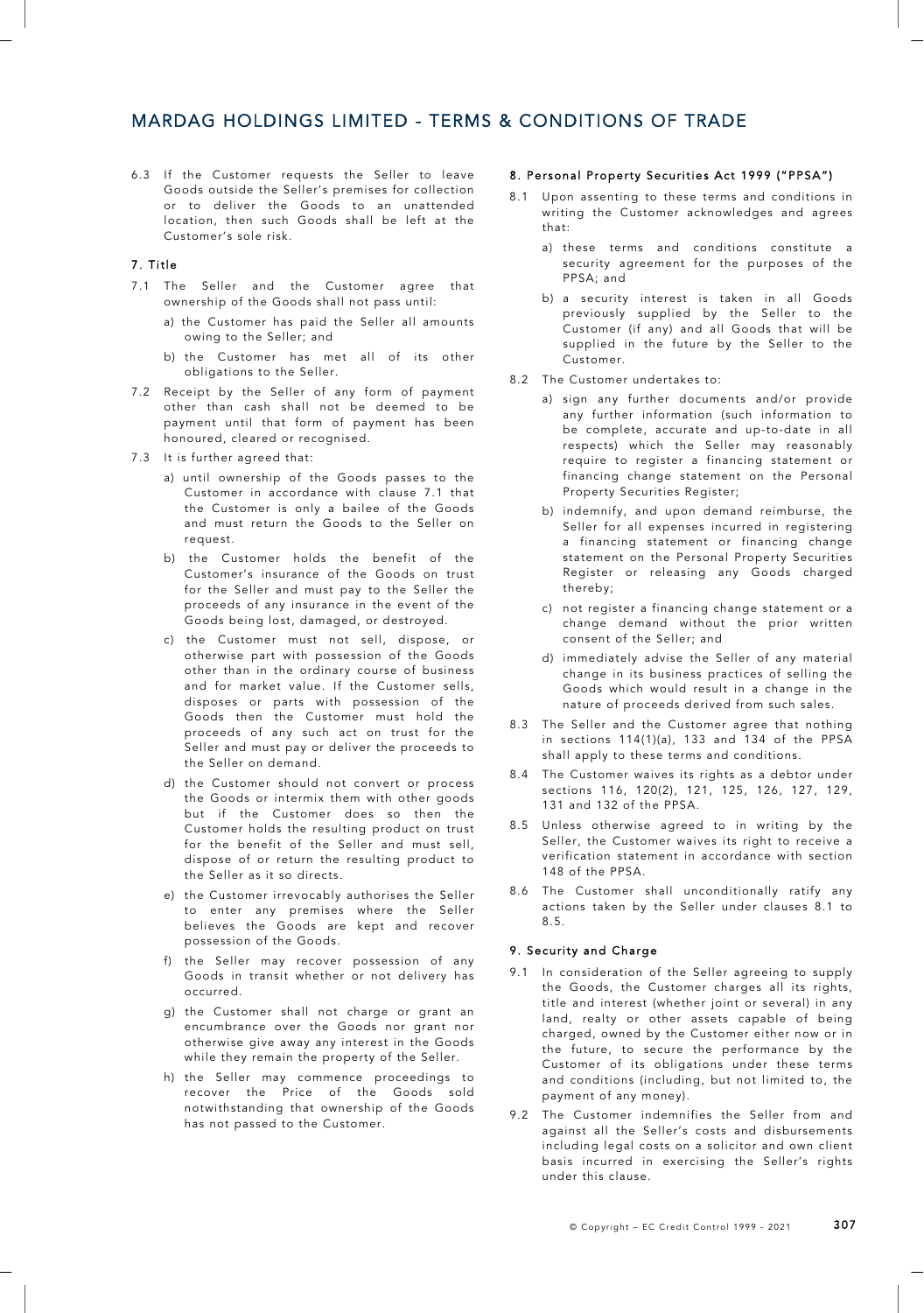# MARDAG HOLDINGS LIMITED - TERMS & CONDITIONS OF TRADE

6.3 If the Customer requests the Seller to leave Goods outside the Seller's premises for collection or to deliver the Goods to an unattended location, then such Goods shall be left at the Customer's sole risk.

## 7. Title

7.1 The Seller and the Customer agree that ownership of the Goods shall not pass until:

a) the Customer has paid the Seller all amounts owing to the Seller; and

b) the Customer has met all of its other obligations to the Seller.

7.2 Receipt by the Seller of any form of payment other than cash shall not be deemed to be payment until that form of payment has been honoured, cleared or recognised.

7.3 It is further agreed that:

a) until ownership of the Goods passes to the Customer in accordance with clause 7.1 that the Customer is only a bailee of the Goods and must return the Goods to the Seller on request.

b) the Customer holds the benefit of the Customer's insurance of the Goods on trust for the Seller and must pay to the Seller the proceeds of any insurance in the event of the Goods being lost, damaged, or destroyed.

c) the Customer must not sell, dispose, or otherwise part with possession of the Goods other than in the ordinary course of business and for market value. If the Customer sells, disposes or parts with possession of the Goods then the Customer must hold the proceeds of any such act on trust for the Seller and must pay or deliver the proceeds to the Seller on demand.

d) the Customer should not convert or process the Goods or intermix them with other goods but if the Customer does so then the Customer holds the resulting product on trust for the benefit of the Seller and must sell, dispose of or return the resulting product to the Seller as it so directs.

e) the Customer irrevocably authorises the Seller to enter any premises where the Seller believes the Goods are kept and recover possession of the Goods.

f) the Seller may recover possession of any Goods in transit whether or not delivery has occurred.

g) the Customer shall not charge or grant an encumbrance over the Goods nor grant nor otherwise give away any interest in the Goods while they remain the property of the Seller.

h) the Seller may commence proceedings to recover the Price of the Goods sold notwithstanding that ownership of the Goods has not passed to the Customer.

## 8. Personal Property Securities Act 1999 ("PPSA")

8.1 Upon assenting to these terms and conditions in writing the Customer acknowledges and agrees that:

a) these terms and conditions constitute a security agreement for the purposes of the PPSA; and

b) a security interest is taken in all Goods previously supplied by the Seller to the Customer (if any) and all Goods that will be supplied in the future by the Seller to the Customer.

8.2 The Customer undertakes to:

a) sign any further documents and/or provide any further information (such information to be complete, accurate and up-to-date in all respects) which the Seller may reasonably require to register a financing statement or financing change statement on the Personal Property Securities Register;

b) indemnify, and upon demand reimburse, the Seller for all expenses incurred in registering a financing statement or financing change statement on the Personal Property Securities Register or releasing any Goods charged thereby;

c) not register a financing change statement or a change demand without the prior written consent of the Seller; and

d) immediately advise the Seller of any material change in its business practices of selling the Goods which would result in a change in the nature of proceeds derived from such sales.

8.3 The Seller and the Customer agree that nothing in sections 114(1)(a), 133 and 134 of the PPSA shall apply to these terms and conditions.

8.4 The Customer waives its rights as a debtor under sections 116, 120(2), 121, 125, 126, 127, 129, 131 and 132 of the PPSA.

8.5 Unless otherwise agreed to in writing by the Seller, the Customer waives its right to receive a verification statement in accordance with section 148 of the PPSA.

8.6 The Customer shall unconditionally ratify any actions taken by the Seller under clauses 8.1 to 8.5.

## 9. Security and Charge

9.1 In consideration of the Seller agreeing to supply the Goods, the Customer charges all its rights, title and interest (whether joint or several) in any land, realty or other assets capable of being charged, owned by the Customer either now or in the future, to secure the performance by the Customer of its obligations under these terms and conditions (including, but not limited to, the payment of any money).

9.2 The Customer indemnifies the Seller from and against all the Seller's costs and disbursements including legal costs on a solicitor and own client basis incurred in exercising the Seller's rights under this clause.

© Copyright – EC Credit Control 1999 - 2021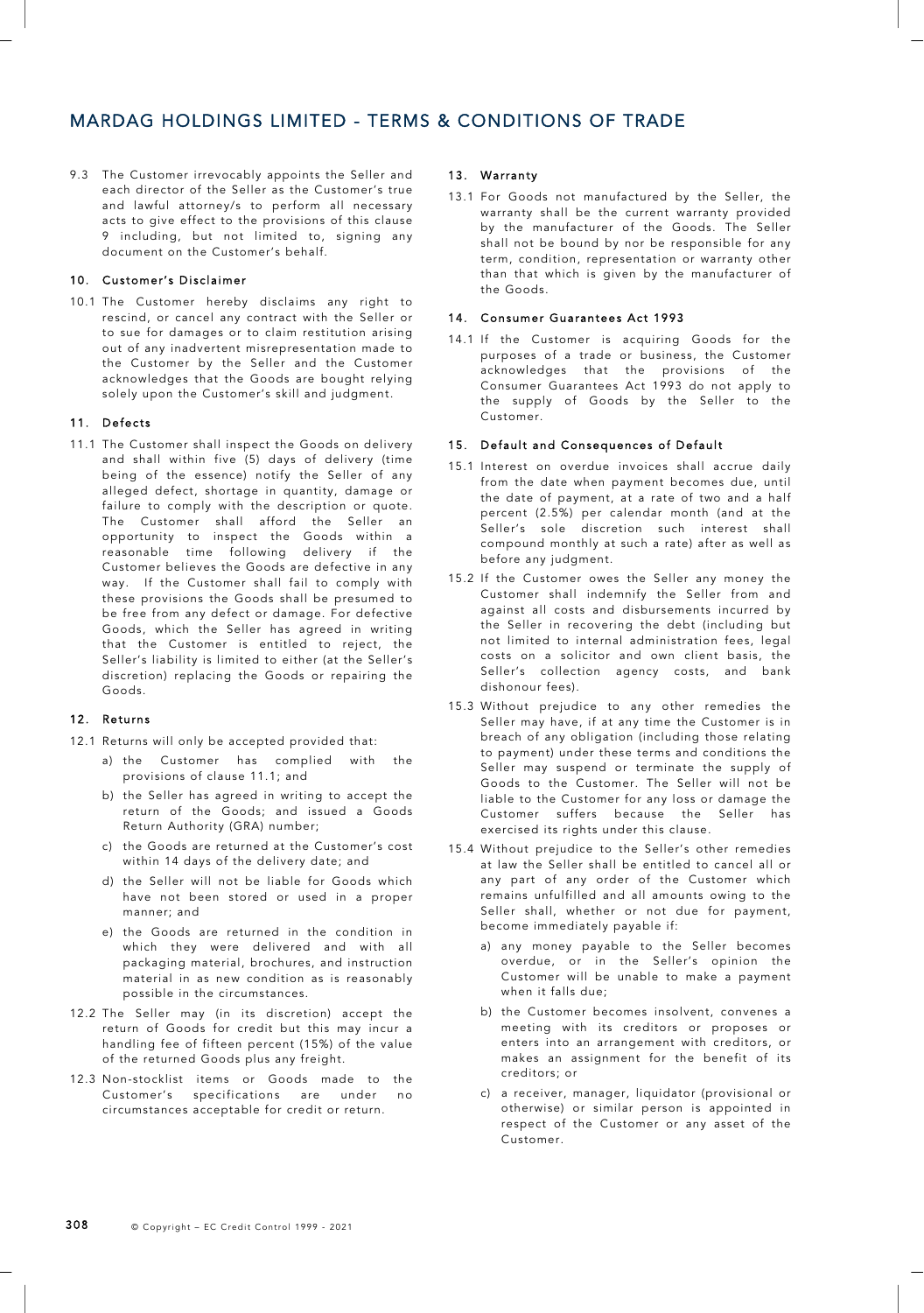9.3 The Customer irrevocably appoints the Seller and each director of the Seller as the Customer's true and lawful attorney/s to perform all necessary acts to give effect to the provisions of this clause 9 including, but not limited to, signing any document on the Customer's behalf.

## 10. Customer's Disclaimer

10.1 The Customer hereby disclaims any right to rescind, or cancel any contract with the Seller or to sue for damages or to claim restitution arising out of any inadvertent misrepresentation made to the Customer by the Seller and the Customer acknowledges that the Goods are bought relying solely upon the Customer's skill and judgment.

## 11. Defects

11.1 The Customer shall inspect the Goods on delivery and shall within five (5) days of delivery (time being of the essence) notify the Seller of any alleged defect, shortage in quantity, damage or failure to comply with the description or quote. The Customer shall afford the Seller an opportunity to inspect the Goods within a reasonable time following delivery if the Customer believes the Goods are defective in any way. If the Customer shall fail to comply with these provisions the Goods shall be presumed to be free from any defect or damage. For defective Goods, which the Seller has agreed in writing that the Customer is entitled to reject, the Seller's liability is limited to either (at the Seller's discretion) replacing the Goods or repairing the Goods.

## 12. Returns

12.1 Returns will only be accepted provided that:

a) the Customer has complied with the provisions of clause 11.1; and

b) the Seller has agreed in writing to accept the return of the Goods; and issued a Goods Return Authority (GRA) number;

c) the Goods are returned at the Customer's cost within 14 days of the delivery date; and

d) the Seller will not be liable for Goods which have not been stored or used in a proper manner; and

e) the Goods are returned in the condition in which they were delivered and with all packaging material, brochures, and instruction material in as new condition as is reasonably possible in the circumstances.

12.2 The Seller may (in its discretion) accept the return of Goods for credit but this may incur a handling fee of fifteen percent (15%) of the value of the returned Goods plus any freight.

12.3 Non-stocklist items or Goods made to the Customer's specifications are under no circumstances acceptable for credit or return.

## 13. Warranty

13.1 For Goods not manufactured by the Seller, the warranty shall be the current warranty provided by the manufacturer of the Goods. The Seller shall not be bound by nor be responsible for any term, condition, representation or warranty other than that which is given by the manufacturer of the Goods.

## 14. Consumer Guarantees Act 1993

14.1 If the Customer is acquiring Goods for the purposes of a trade or business, the Customer acknowledges that the provisions of the Consumer Guarantees Act 1993 do not apply to the supply of Goods by the Seller to the Customer.

## 15. Default and Consequences of Default

15.1 Interest on overdue invoices shall accrue daily from the date when payment becomes due, until the date of payment, at a rate of two and a half percent (2.5%) per calendar month (and at the Seller's sole discretion such interest shall compound monthly at such a rate) after as well as before any judgment.

15.2 If the Customer owes the Seller any money the Customer shall indemnify the Seller from and against all costs and disbursements incurred by the Seller in recovering the debt (including but not limited to internal administration fees, legal costs on a solicitor and own client basis, the Seller's collection agency costs, and bank dishonour fees).

15.3 Without prejudice to any other remedies the Seller may have, if at any time the Customer is in breach of any obligation (including those relating to payment) under these terms and conditions the Seller may suspend or terminate the supply of Goods to the Customer. The Seller will not be liable to the Customer for any loss or damage the Customer suffers because the Seller has exercised its rights under this clause.

15.4 Without prejudice to the Seller's other remedies at law the Seller shall be entitled to cancel all or any part of any order of the Customer which remains unfulfilled and all amounts owing to the Seller shall, whether or not due for payment, become immediately payable if:

a) any money payable to the Seller becomes overdue, or in the Seller's opinion the Customer will be unable to make a payment when it falls due;

b) the Customer becomes insolvent, convenes a meeting with its creditors or proposes or enters into an arrangement with creditors, or makes an assignment for the benefit of its creditors; or

c) a receiver, manager, liquidator (provisional or otherwise) or similar person is appointed in respect of the Customer or any asset of the Customer.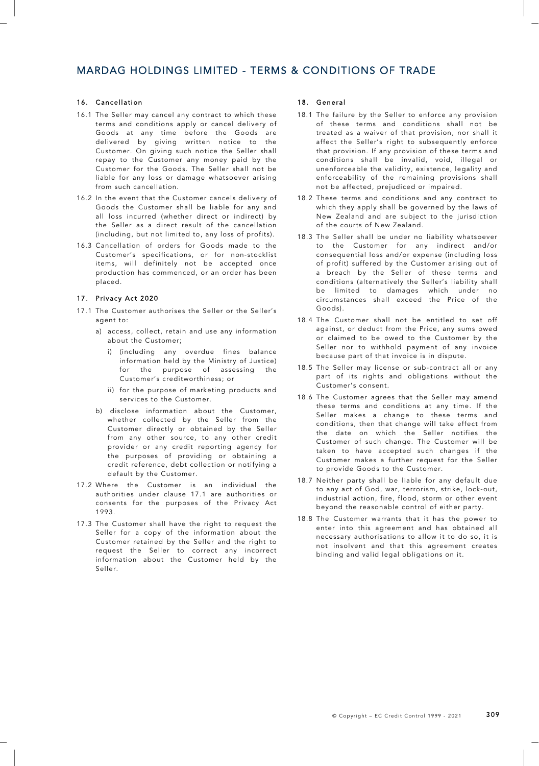# MARDAG HOLDINGS LIMITED - TERMS & CONDITIONS OF TRADE

## 16. Cancellation

16.1 The Seller may cancel any contract to which these terms and conditions apply or cancel delivery of Goods at any time before the Goods are delivered by giving written notice to the Customer. On giving such notice the Seller shall repay to the Customer any money paid by the Customer for the Goods. The Seller shall not be liable for any loss or damage whatsoever arising from such cancellation.

16.2 In the event that the Customer cancels delivery of Goods the Customer shall be liable for any and all loss incurred (whether direct or indirect) by the Seller as a direct result of the cancellation (including, but not limited to, any loss of profits).

16.3 Cancellation of orders for Goods made to the Customer's specifications, or for non-stocklist items, will definitely not be accepted once production has commenced, or an order has been placed.

## 17. Privacy Act 2020

17.1 The Customer authorises the Seller or the Seller's agent to:

a) access, collect, retain and use any information about the Customer;

i) (including any overdue fines balance information held by the Ministry of Justice) for the purpose of assessing the Customer's creditworthiness; or

ii) for the purpose of marketing products and services to the Customer.

b) disclose information about the Customer, whether collected by the Seller from the Customer directly or obtained by the Seller from any other source, to any other credit provider or any credit reporting agency for the purposes of providing or obtaining a credit reference, debt collection or notifying a default by the Customer.

17.2 Where the Customer is an individual the authorities under clause 17.1 are authorities or consents for the purposes of the Privacy Act 1993.

17.3 The Customer shall have the right to request the Seller for a copy of the information about the Customer retained by the Seller and the right to request the Seller to correct any incorrect information about the Customer held by the Seller.

## 18. General

18.1 The failure by the Seller to enforce any provision of these terms and conditions shall not be treated as a waiver of that provision, nor shall it affect the Seller's right to subsequently enforce that provision. If any provision of these terms and conditions shall be invalid, void, illegal or unenforceable the validity, existence, legality and enforceability of the remaining provisions shall not be affected, prejudiced or impaired.

18.2 These terms and conditions and any contract to which they apply shall be governed by the laws of New Zealand and are subject to the jurisdiction of the courts of New Zealand.

18.3 The Seller shall be under no liability whatsoever to the Customer for any indirect and/or consequential loss and/or expense (including loss of profit) suffered by the Customer arising out of a breach by the Seller of these terms and conditions (alternatively the Seller's liability shall be limited to damages which under no circumstances shall exceed the Price of the Goods).

18.4 The Customer shall not be entitled to set off against, or deduct from the Price, any sums owed or claimed to be owed to the Customer by the Seller nor to withhold payment of any invoice because part of that invoice is in dispute.

18.5 The Seller may license or sub-contract all or any part of its rights and obligations without the Customer's consent.

18.6 The Customer agrees that the Seller may amend these terms and conditions at any time. If the Seller makes a change to these terms and conditions, then that change will take effect from the date on which the Seller notifies the Customer of such change. The Customer will be taken to have accepted such changes if the Customer makes a further request for the Seller to provide Goods to the Customer.

18.7 Neither party shall be liable for any default due to any act of God, war, terrorism, strike, lock-out, industrial action, fire, flood, storm or other event beyond the reasonable control of either party.

18.8 The Customer warrants that it has the power to enter into this agreement and has obtained all necessary authorisations to allow it to do so, it is not insolvent and that this agreement creates binding and valid legal obligations on it.

© Copyright – EC Credit Control 1999 - 2021